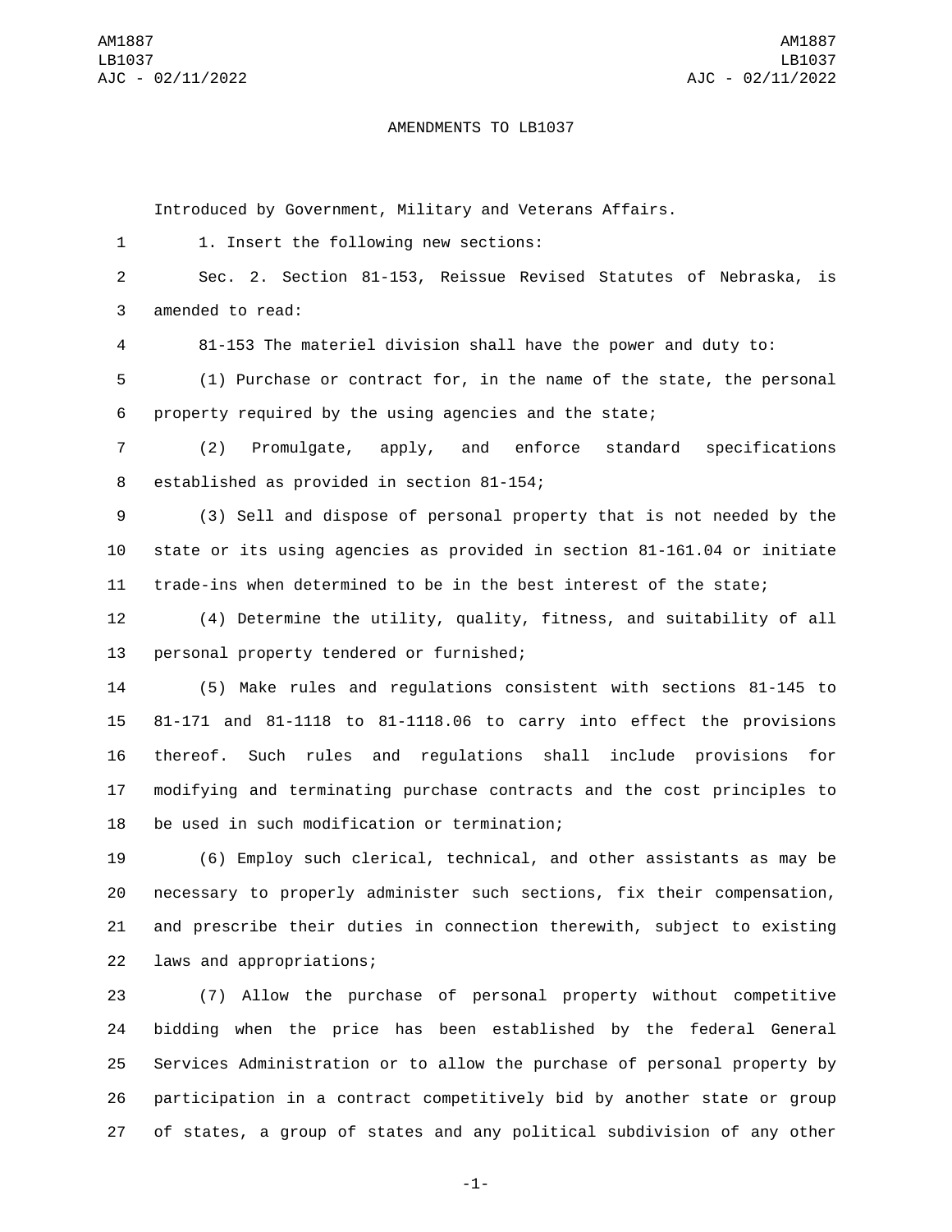AMENDMENTS TO LB1037

Introduced by Government, Military and Veterans Affairs.

1. Insert the following new sections:

Sec. 2. Section 81-153, Reissue Revised Statutes of Nebraska, is amended to read:

81-153 The materiel division shall have the power and duty to:

(1) Purchase or contract for, in the name of the state, the personal property required by the using agencies and the state;

(2) Promulgate, apply, and enforce standard specifications established as provided in section 81-154;

(3) Sell and dispose of personal property that is not needed by the state or its using agencies as provided in section 81-161.04 or initiate trade-ins when determined to be in the best interest of the state;

(4) Determine the utility, quality, fitness, and suitability of all personal property tendered or furnished;

(5) Make rules and regulations consistent with sections 81-145 to 81-171 and 81-1118 to 81-1118.06 to carry into effect the provisions thereof. Such rules and regulations shall include provisions for modifying and terminating purchase contracts and the cost principles to be used in such modification or termination;

(6) Employ such clerical, technical, and other assistants as may be necessary to properly administer such sections, fix their compensation, and prescribe their duties in connection therewith, subject to existing laws and appropriations;

(7) Allow the purchase of personal property without competitive bidding when the price has been established by the federal General Services Administration or to allow the purchase of personal property by participation in a contract competitively bid by another state or group of states, a group of states and any political subdivision of any other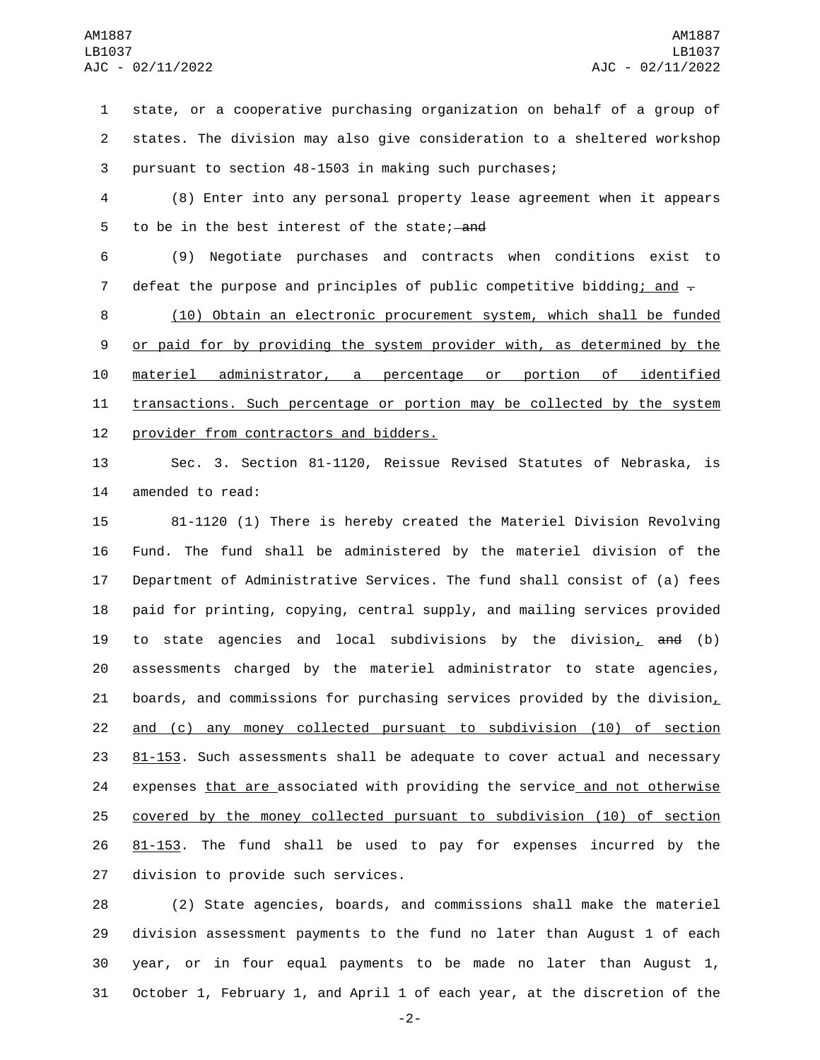state, or a cooperative purchasing organization on behalf of a group of states. The division may also give consideration to a sheltered workshop pursuant to section 48-1503 in making such purchases;

(8) Enter into any personal property lease agreement when it appears to be in the best interest of the state; and

(9) Negotiate purchases and contracts when conditions exist to defeat the purpose and principles of public competitive bidding; and .

(10) Obtain an electronic procurement system, which shall be funded or paid for by providing the system provider with, as determined by the materiel administrator, a percentage or portion of identified transactions. Such percentage or portion may be collected by the system provider from contractors and bidders.

Sec. 3. Section 81-1120, Reissue Revised Statutes of Nebraska, is amended to read:

81-1120 (1) There is hereby created the Materiel Division Revolving Fund. The fund shall be administered by the materiel division of the Department of Administrative Services. The fund shall consist of (a) fees paid for printing, copying, central supply, and mailing services provided to state agencies and local subdivisions by the division, and (b) assessments charged by the materiel administrator to state agencies, boards, and commissions for purchasing services provided by the division, and (c) any money collected pursuant to subdivision (10) of section 81-153. Such assessments shall be adequate to cover actual and necessary expenses that are associated with providing the service and not otherwise covered by the money collected pursuant to subdivision (10) of section 81-153. The fund shall be used to pay for expenses incurred by the division to provide such services.

(2) State agencies, boards, and commissions shall make the materiel division assessment payments to the fund no later than August 1 of each year, or in four equal payments to be made no later than August 1, October 1, February 1, and April 1 of each year, at the discretion of the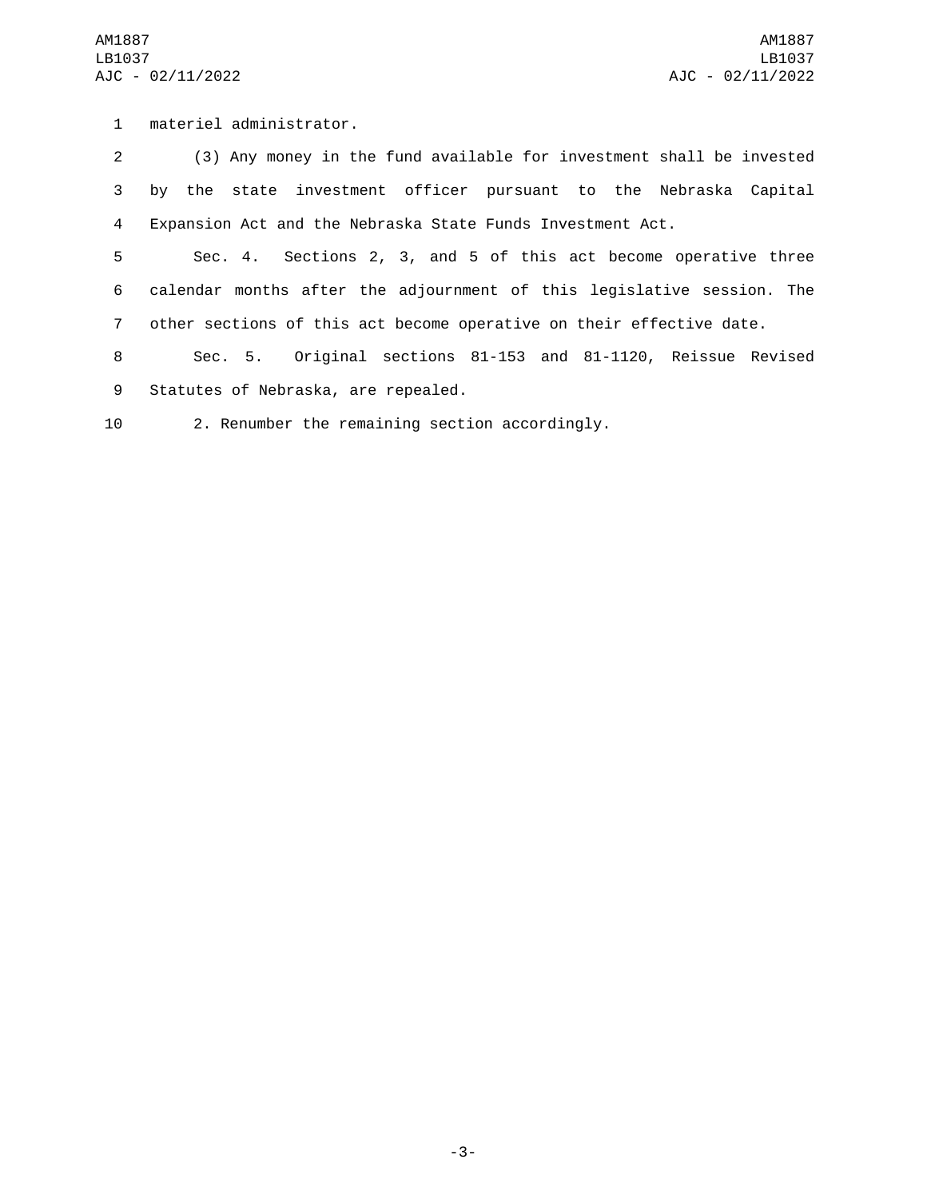materiel administrator.

(3) Any money in the fund available for investment shall be invested by the state investment officer pursuant to the Nebraska Capital Expansion Act and the Nebraska State Funds Investment Act.

Sec. 4. Sections 2, 3, and 5 of this act become operative three calendar months after the adjournment of this legislative session. The other sections of this act become operative on their effective date.

Sec. 5. Original sections 81-153 and 81-1120, Reissue Revised Statutes of Nebraska, are repealed.

2. Renumber the remaining section accordingly.